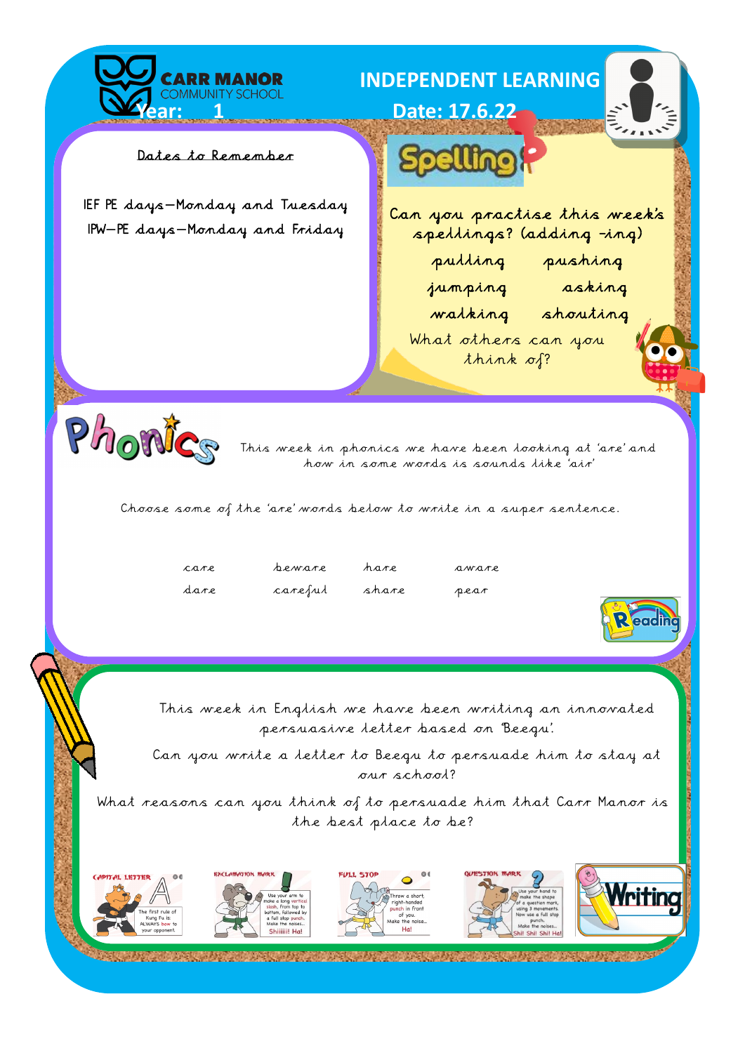CARR MANOR COMMUNITY SCHOOL

**Year: 1**

# INDEPENDENT LEARNING

**Date: 17.6.22**

## Dates to Remember

IEF PE days—Monday and Tuesday

IPW—PE days—Monday and Friday

## Spelling

Can you practise this week's spellings? (adding -ing)

| | |
|---|---|
| pulling | pushing |
| jumping | asking |
| walking | shouting |

What others can you think of?

## Phonics

This week in phonics we have been looking at 'are' and how in some words is sounds like 'air'

Choose some of the 'are' words below to write in a super sentence.

| | | | |
|---|---|---|---|
| care | beware | hare | aware |
| dare | careful | share | pear |

## Reading

## Writing

This week in English we have been writing an innovated persuasive letter based on 'Beegu'.

Can you write a letter to Beegu to persuade him to stay at our school?

What reasons can you think of to persuade him that Carr Manor is the best place to be?

CAPITAL LETTER – The first rule of Kung Fu is: ALWAYS bow to your opponent.

EXCLAMATION MARK – Use your arm to make a long vertical slash, from top to bottom, followed by a full stop punch. Make the noises... Shiiiiii! Ha!

FULL STOP – Throw a short, right-handed punch in front of you. Make the noise... Ha!

QUESTION MARK – Use your hand to make the shape of a question mark, using 3 movements. Now use a full stop punch. Make the noises... Shi! Shi! Shi! Ha!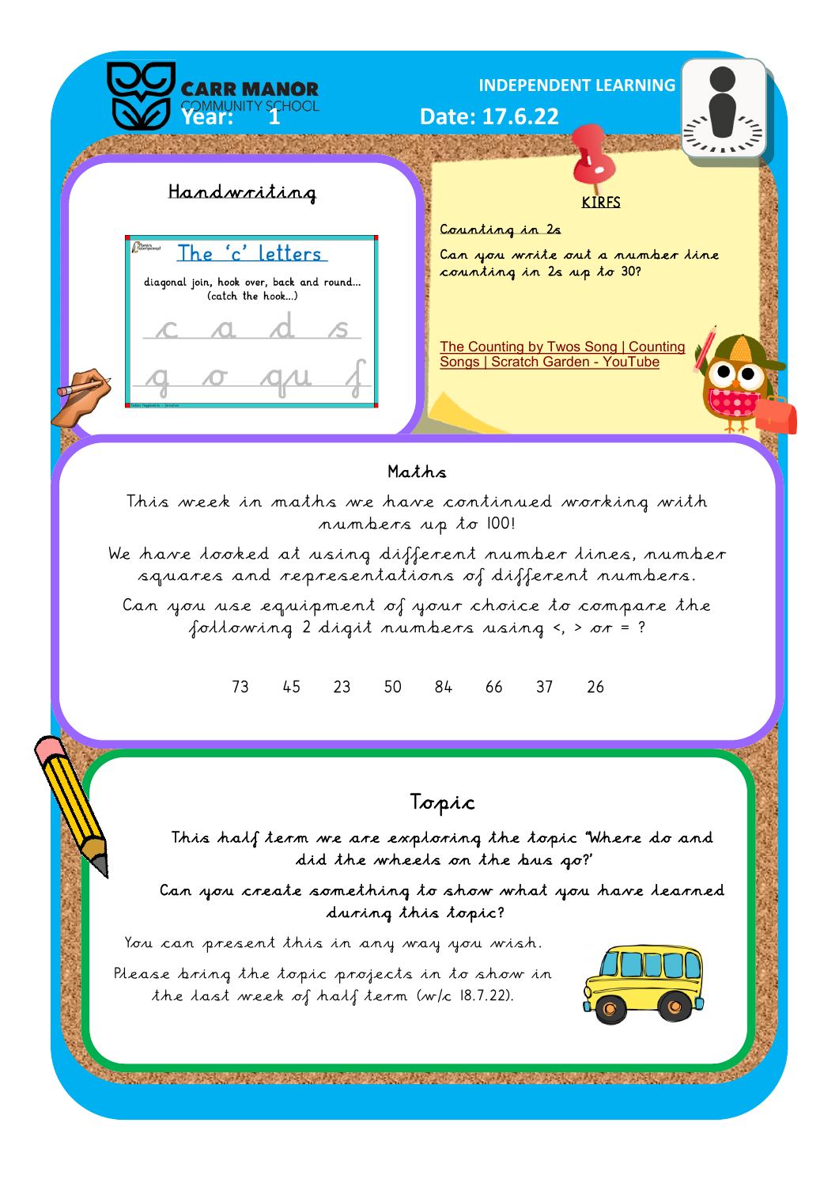**CARR MANOR** COMMUNITY SCHOOL

**Year: 1**

**INDEPENDENT LEARNING**

**Date: 17.6.22**

## Handwriting

The 'c' letters

diagonal join, hook over, back and round... (catch the hook...)

c a d s

g o qu f

## KIRFS

Counting in 2s

Can you write out a number line counting in 2s up to 30?

The Counting by Twos Song | Counting Songs | Scratch Garden - YouTube

## Maths

This week in maths we have continued working with numbers up to 100!

We have looked at using different number lines, number squares and representations of different numbers.

Can you use equipment of your choice to compare the following 2 digit numbers using <, > or = ?

73 45 23 50 84 66 37 26

## Topic

This half term we are exploring the topic 'Where do and did the wheels on the bus go?'

Can you create something to show what you have learned during this topic?

You can present this in any way you wish.

Please bring the topic projects in to show in the last week of half term (w/c 18.7.22).